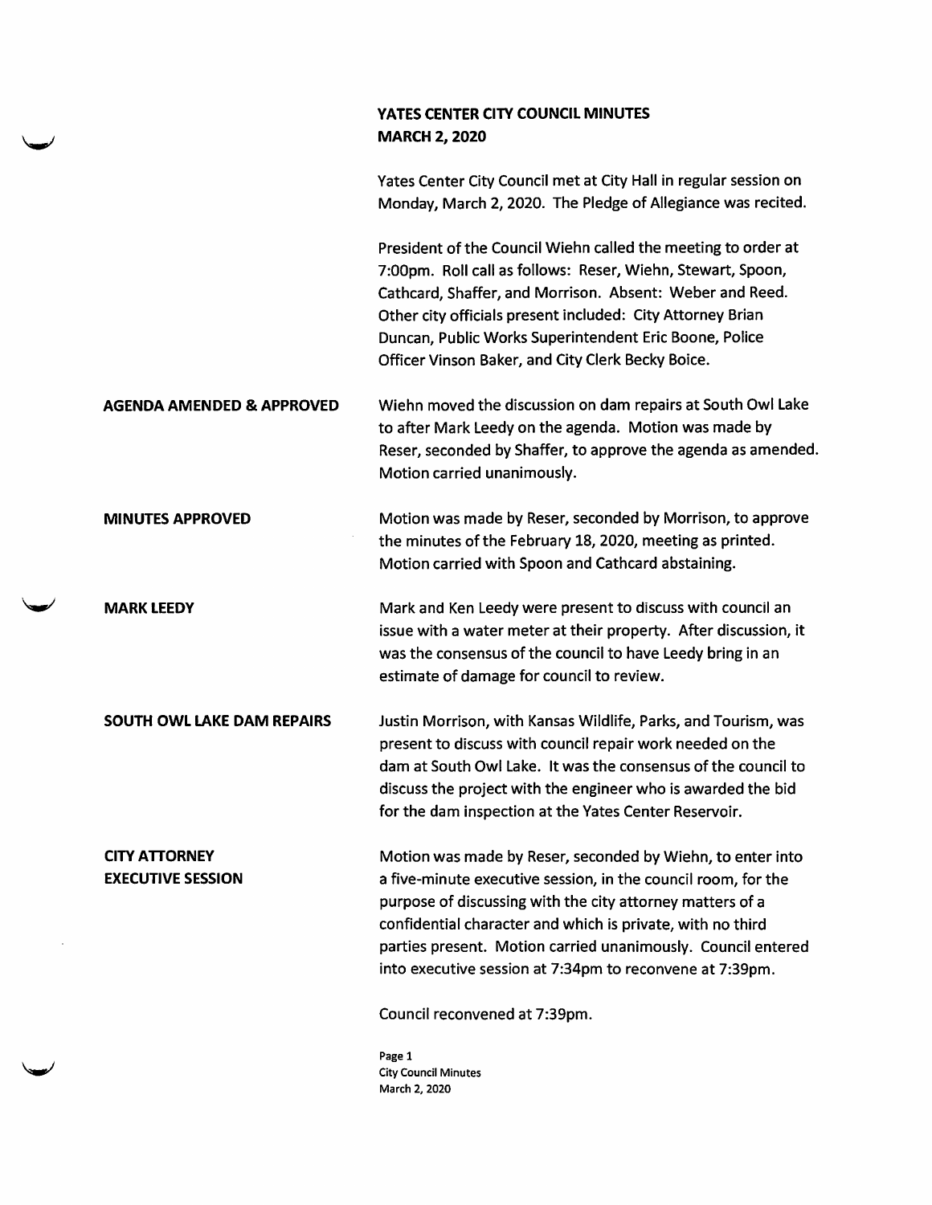# YATES CENTER CITY COUNCIL MINUTES
## MARCH 2, 2020

Yates Center City Council met at City Hall in regular session on Monday, March 2, 2020. The Pledge of Allegiance was recited.

President of the Council Wiehn called the meeting to order at 7:00pm. Roll call as follows: Reser, Wiehn, Stewart, Spoon, Cathcard, Shaffer, and Morrison. Absent: Weber and Reed. Other city officials present included: City Attorney Brian Duncan, Public Works Superintendent Eric Boone, Police Officer Vinson Baker, and City Clerk Becky Boice.

**AGENDA AMENDED & APPROVED**

Wiehn moved the discussion on dam repairs at South Owl Lake to after Mark Leedy on the agenda. Motion was made by Reser, seconded by Shaffer, to approve the agenda as amended. Motion carried unanimously.

**MINUTES APPROVED**

Motion was made by Reser, seconded by Morrison, to approve the minutes of the February 18, 2020, meeting as printed. Motion carried with Spoon and Cathcard abstaining.

**MARK LEEDY**

Mark and Ken Leedy were present to discuss with council an issue with a water meter at their property. After discussion, it was the consensus of the council to have Leedy bring in an estimate of damage for council to review.

**SOUTH OWL LAKE DAM REPAIRS**

Justin Morrison, with Kansas Wildlife, Parks, and Tourism, was present to discuss with council repair work needed on the dam at South Owl Lake. It was the consensus of the council to discuss the project with the engineer who is awarded the bid for the dam inspection at the Yates Center Reservoir.

**CITY ATTORNEY EXECUTIVE SESSION**

Motion was made by Reser, seconded by Wiehn, to enter into a five-minute executive session, in the council room, for the purpose of discussing with the city attorney matters of a confidential character and which is private, with no third parties present. Motion carried unanimously. Council entered into executive session at 7:34pm to reconvene at 7:39pm.

Council reconvened at 7:39pm.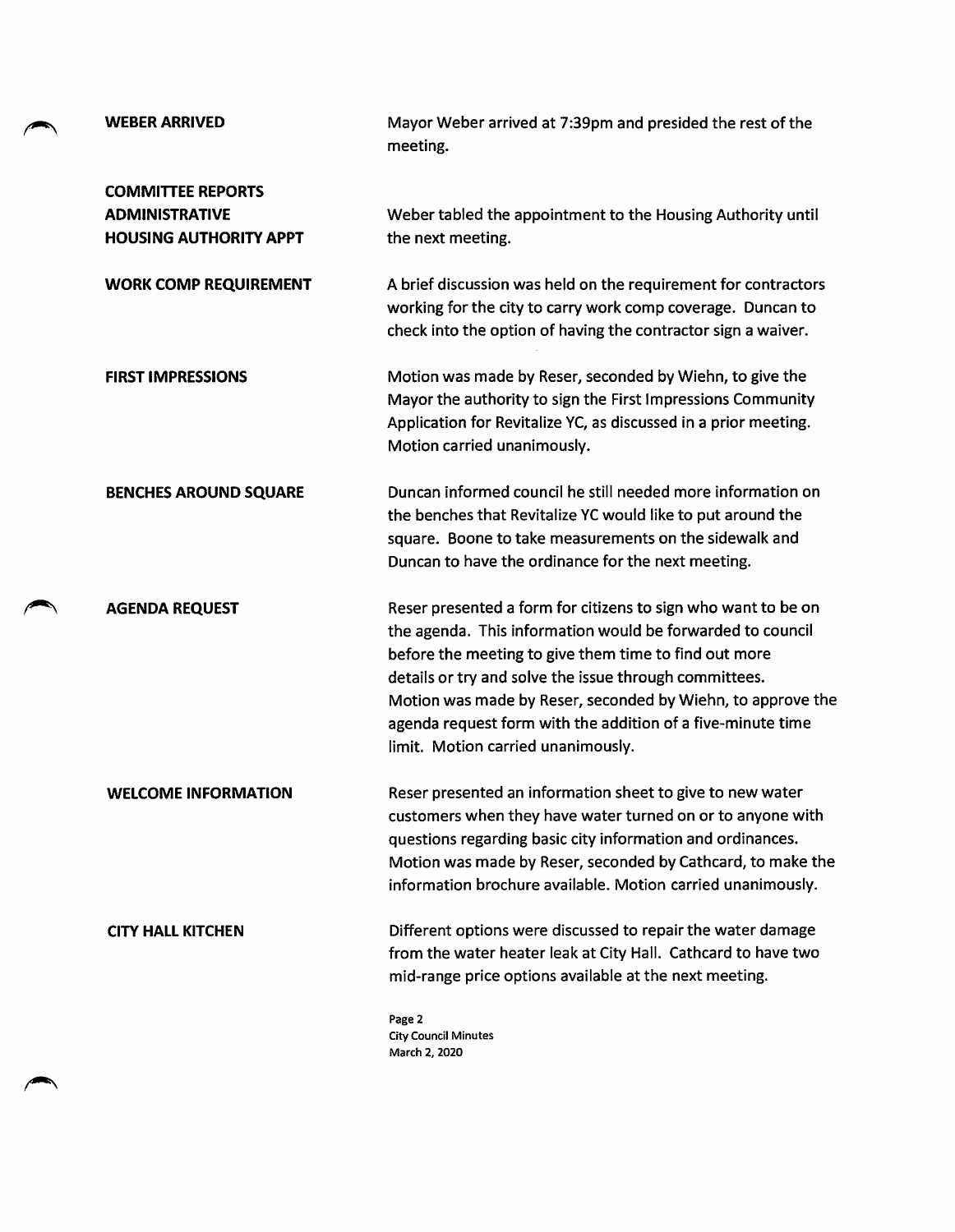**WEBER ARRIVED**

Mayor Weber arrived at 7:39pm and presided the rest of the meeting.

**COMMITTEE REPORTS**
**ADMINISTRATIVE**
**HOUSING AUTHORITY APPT**

Weber tabled the appointment to the Housing Authority until the next meeting.

**WORK COMP REQUIREMENT**

A brief discussion was held on the requirement for contractors working for the city to carry work comp coverage. Duncan to check into the option of having the contractor sign a waiver.

**FIRST IMPRESSIONS**

Motion was made by Reser, seconded by Wiehn, to give the Mayor the authority to sign the First Impressions Community Application for Revitalize YC, as discussed in a prior meeting. Motion carried unanimously.

**BENCHES AROUND SQUARE**

Duncan informed council he still needed more information on the benches that Revitalize YC would like to put around the square. Boone to take measurements on the sidewalk and Duncan to have the ordinance for the next meeting.

**AGENDA REQUEST**

Reser presented a form for citizens to sign who want to be on the agenda. This information would be forwarded to council before the meeting to give them time to find out more details or try and solve the issue through committees. Motion was made by Reser, seconded by Wiehn, to approve the agenda request form with the addition of a five-minute time limit. Motion carried unanimously.

**WELCOME INFORMATION**

Reser presented an information sheet to give to new water customers when they have water turned on or to anyone with questions regarding basic city information and ordinances. Motion was made by Reser, seconded by Cathcard, to make the information brochure available. Motion carried unanimously.

**CITY HALL KITCHEN**

Different options were discussed to repair the water damage from the water heater leak at City Hall. Cathcard to have two mid-range price options available at the next meeting.

Page 2
City Council Minutes
March 2, 2020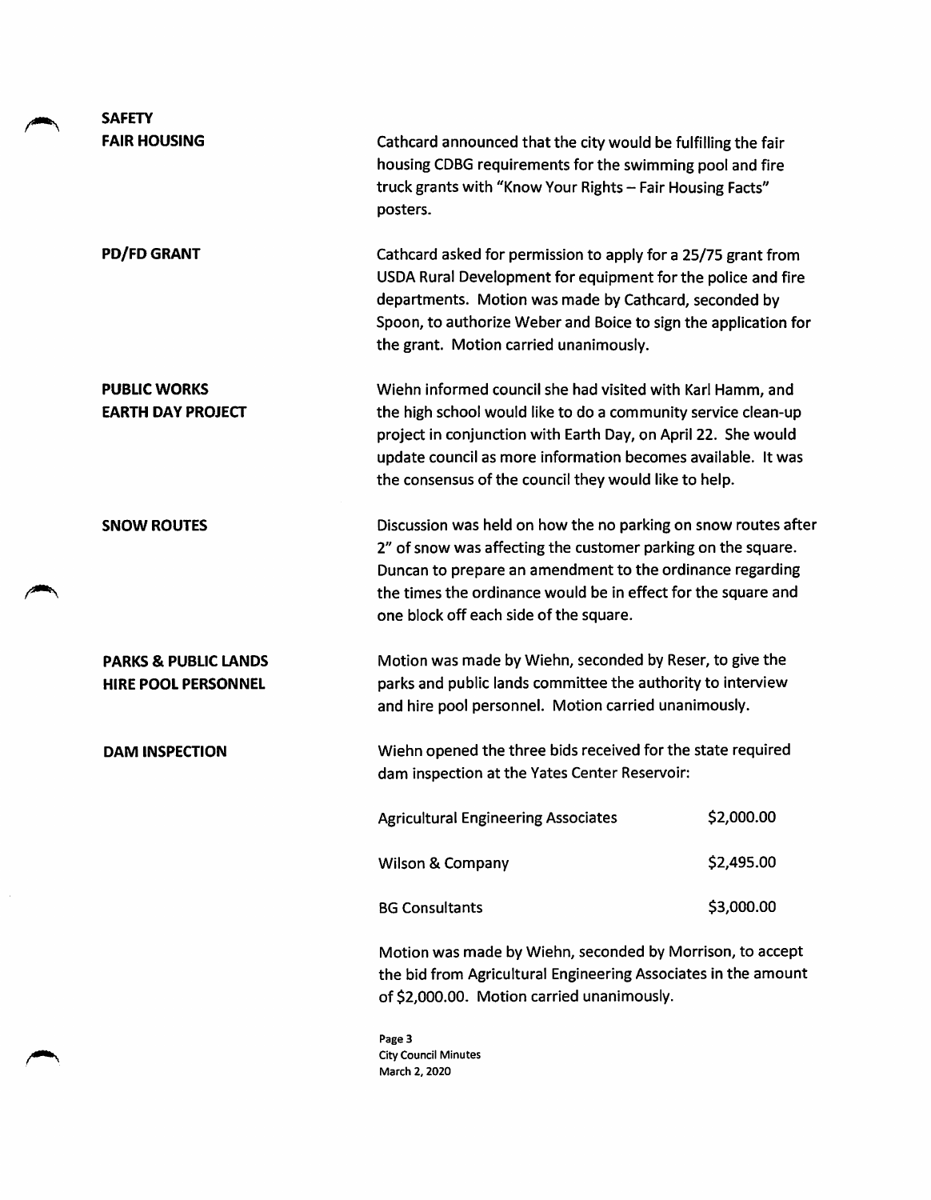**SAFETY**

**FAIR HOUSING**

Cathcard announced that the city would be fulfilling the fair housing CDBG requirements for the swimming pool and fire truck grants with "Know Your Rights – Fair Housing Facts" posters.

**PD/FD GRANT**

Cathcard asked for permission to apply for a 25/75 grant from USDA Rural Development for equipment for the police and fire departments. Motion was made by Cathcard, seconded by Spoon, to authorize Weber and Boice to sign the application for the grant. Motion carried unanimously.

**PUBLIC WORKS**

**EARTH DAY PROJECT**

Wiehn informed council she had visited with Karl Hamm, and the high school would like to do a community service clean-up project in conjunction with Earth Day, on April 22. She would update council as more information becomes available. It was the consensus of the council they would like to help.

**SNOW ROUTES**

Discussion was held on how the no parking on snow routes after 2" of snow was affecting the customer parking on the square. Duncan to prepare an amendment to the ordinance regarding the times the ordinance would be in effect for the square and one block off each side of the square.

**PARKS & PUBLIC LANDS**

**HIRE POOL PERSONNEL**

Motion was made by Wiehn, seconded by Reser, to give the parks and public lands committee the authority to interview and hire pool personnel. Motion carried unanimously.

**DAM INSPECTION**

Wiehn opened the three bids received for the state required dam inspection at the Yates Center Reservoir:

| | |
|---|---|
| Agricultural Engineering Associates | $2,000.00 |
| Wilson & Company | $2,495.00 |
| BG Consultants | $3,000.00 |

Motion was made by Wiehn, seconded by Morrison, to accept the bid from Agricultural Engineering Associates in the amount of $2,000.00. Motion carried unanimously.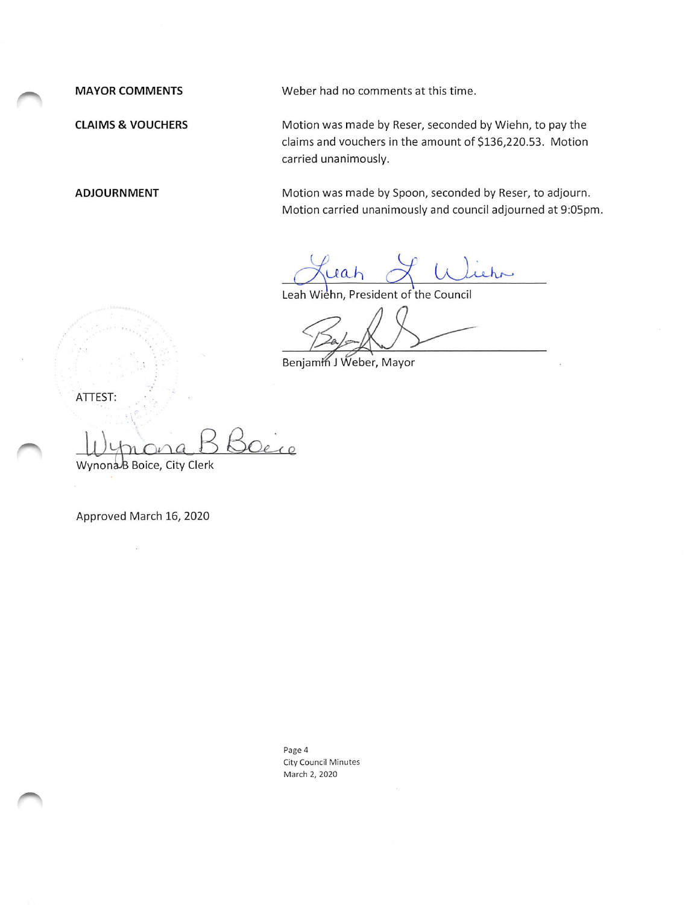**MAYOR COMMENTS** Weber had no comments at this time.

**CLAIMS & VOUCHERS** Motion was made by Reser, seconded by Wiehn, to pay the claims and vouchers in the amount of $136,220.53. Motion carried unanimously.

**ADJOURNMENT** Motion was made by Spoon, seconded by Reser, to adjourn. Motion carried unanimously and council adjourned at 9:05pm.

Leah Wiehn, President of the Council

Benjamin J Weber, Mayor

ATTEST:

Wynona B Boice, City Clerk

Approved March 16, 2020